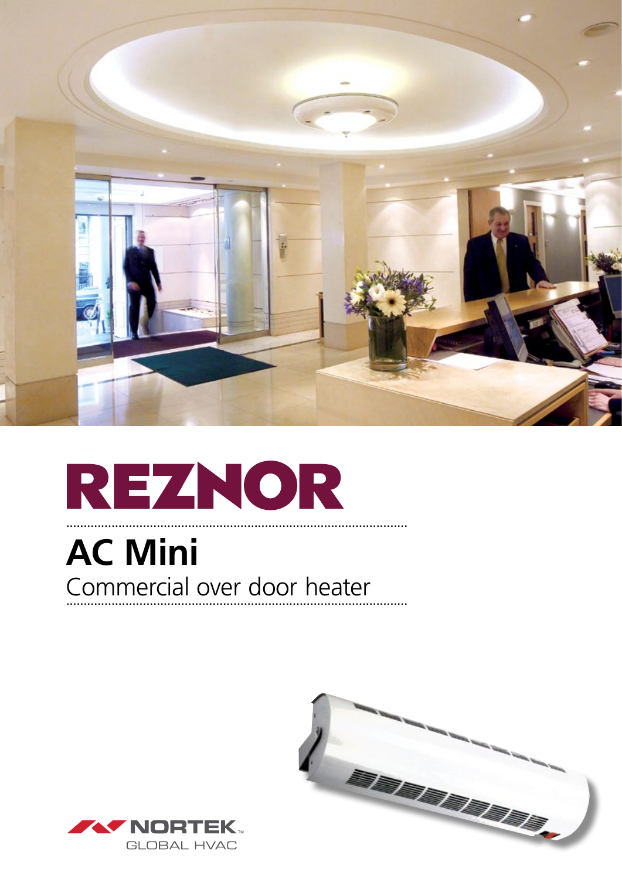# REZNOR

## AC Mini

Commercial over door heater

NORTEK™
GLOBAL HVAC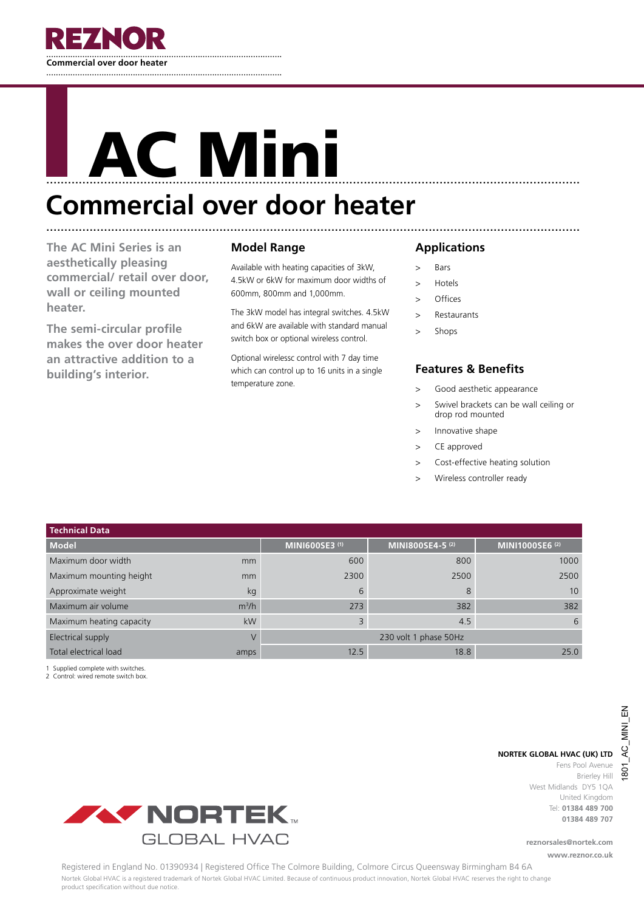# AC Mini

## Commercial over door heater

**The AC Mini Series is an aesthetically pleasing commercial/ retail over door, wall or ceiling mounted heater.**

**The semi-circular profile makes the over door heater an attractive addition to a building's interior.**

### Model Range

Available with heating capacities of 3kW, 4.5kW or 6kW for maximum door widths of 600mm, 800mm and 1,000mm.

The 3kW model has integral switches. 4.5kW and 6kW are available with standard manual switch box or optional wireless control.

Optional wirelessc control with 7 day time which can control up to 16 units in a single temperature zone.

### Applications

- Bars
- Hotels
- Offices
- Restaurants
- Shops

### Features & Benefits

- Good aesthetic appearance
- Swivel brackets can be wall ceiling or drop rod mounted
- Innovative shape
- CE approved
- Cost-effective heating solution
- Wireless controller ready

**Technical Data**

| Model | | MINI600SE3 (1) | MINI800SE4-5 (2) | MINI1000SE6 (2) |
|---|---|---|---|---|
| Maximum door width | mm | 600 | 800 | 1000 |
| Maximum mounting height | mm | 2300 | 2500 | 2500 |
| Approximate weight | kg | 6 | 8 | 10 |
| Maximum air volume | $m^3/h$ | 273 | 382 | 382 |
| Maximum heating capacity | kW | 3 | 4.5 | 6 |
| Electrical supply | V | 230 volt 1 phase 50Hz | | |
| Total electrical load | amps | 12.5 | 18.8 | 25.0 |

1 Supplied complete with switches.
2 Control: wired remote switch box.

**NORTEK GLOBAL HVAC (UK) LTD**
Fens Pool Avenue
Brierley Hill
West Midlands DY5 1QA
United Kingdom
Tel: **01384 489 700**
**01384 489 707**

**reznorsales@nortek.com**
**www.reznor.co.uk**

1801_AC_MINI_EN

Registered in England No. 01390934 | Registered Office The Colmore Building, Colmore Circus Queensway Birmingham B4 6A

Nortek Global HVAC is a registered trademark of Nortek Global HVAC Limited. Because of continuous product innovation, Nortek Global HVAC reserves the right to change product specification without due notice.